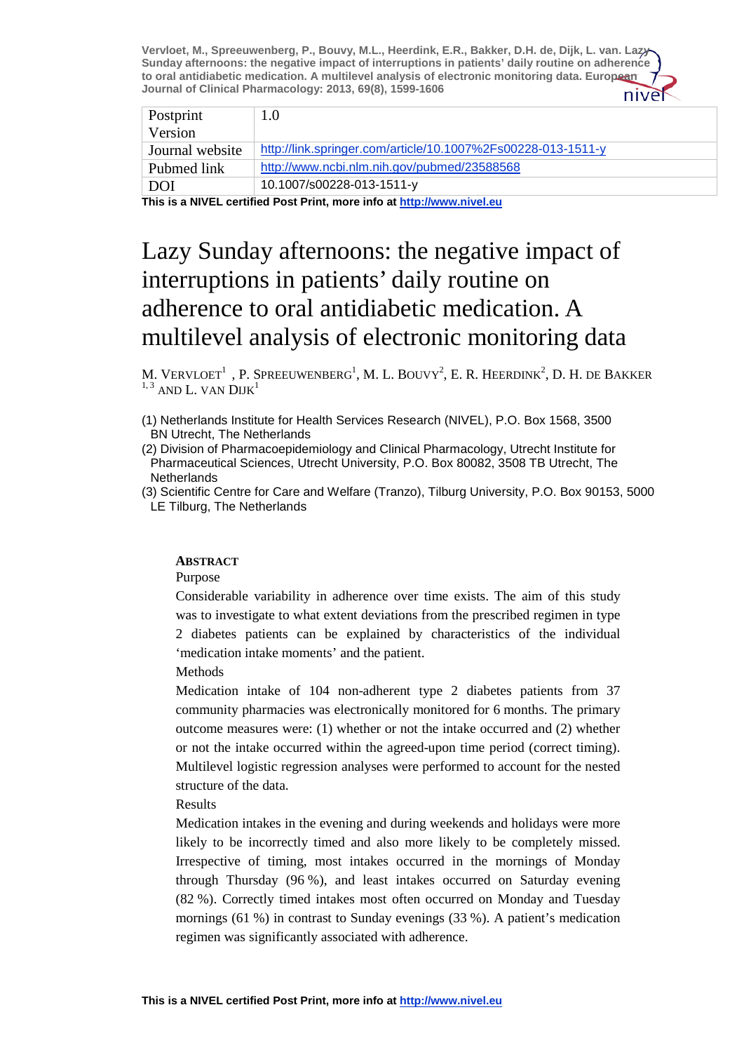Vervloet, M., Spreeuwenberg, P., Bouvy, M.L., Heerdink, E.R., Bakker, D.H. de, Dijk, L. van. Lazy Sunday afternoons: the negative impact of interruptions in patients' daily routine on adherence to oral antidiabetic medication. A multilevel analysis of electronic monitoring data. European Journal of Clinical Pharmacology: 2013, 69(8), 1599-1606

| Postprint Version | 1.0 |
| --- | --- |
| Journal website | http://link.springer.com/article/10.1007%2Fs00228-013-1511-y |
| Pubmed link | http://www.ncbi.nlm.nih.gov/pubmed/23588568 |
| DOI | 10.1007/s00228-013-1511-y |

**This is a NIVEL certified Post Print, more info at http://www.nivel.eu**

# Lazy Sunday afternoons: the negative impact of interruptions in patients' daily routine on adherence to oral antidiabetic medication. A multilevel analysis of electronic monitoring data

M. Vervloet[1], P. Spreeuwenberg[1], M. L. Bouvy[2], E. R. Heerdink[2], D. H. de Bakker[1,3] and L. van Dijk[1]

(1) Netherlands Institute for Health Services Research (NIVEL), P.O. Box 1568, 3500 BN Utrecht, The Netherlands

(2) Division of Pharmacoepidemiology and Clinical Pharmacology, Utrecht Institute for Pharmaceutical Sciences, Utrecht University, P.O. Box 80082, 3508 TB Utrecht, The Netherlands

(3) Scientific Centre for Care and Welfare (Tranzo), Tilburg University, P.O. Box 90153, 5000 LE Tilburg, The Netherlands

## Abstract

Purpose

Considerable variability in adherence over time exists. The aim of this study was to investigate to what extent deviations from the prescribed regimen in type 2 diabetes patients can be explained by characteristics of the individual 'medication intake moments' and the patient.

Methods

Medication intake of 104 non-adherent type 2 diabetes patients from 37 community pharmacies was electronically monitored for 6 months. The primary outcome measures were: (1) whether or not the intake occurred and (2) whether or not the intake occurred within the agreed-upon time period (correct timing). Multilevel logistic regression analyses were performed to account for the nested structure of the data.

Results

Medication intakes in the evening and during weekends and holidays were more likely to be incorrectly timed and also more likely to be completely missed. Irrespective of timing, most intakes occurred in the mornings of Monday through Thursday (96 %), and least intakes occurred on Saturday evening (82 %). Correctly timed intakes most often occurred on Monday and Tuesday mornings (61 %) in contrast to Sunday evenings (33 %). A patient's medication regimen was significantly associated with adherence.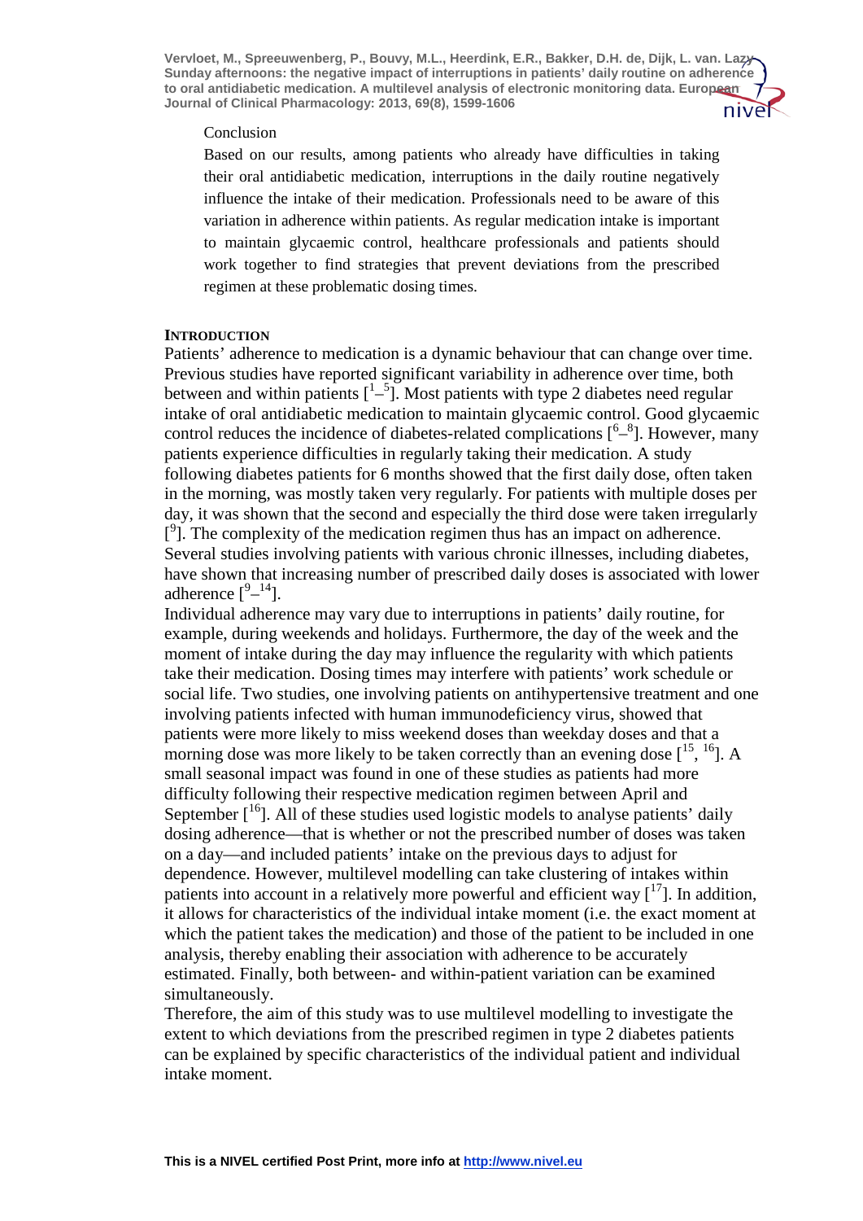Conclusion

Based on our results, among patients who already have difficulties in taking their oral antidiabetic medication, interruptions in the daily routine negatively influence the intake of their medication. Professionals need to be aware of this variation in adherence within patients. As regular medication intake is important to maintain glycaemic control, healthcare professionals and patients should work together to find strategies that prevent deviations from the prescribed regimen at these problematic dosing times.

## INTRODUCTION

Patients' adherence to medication is a dynamic behaviour that can change over time. Previous studies have reported significant variability in adherence over time, both between and within patients [1–5]. Most patients with type 2 diabetes need regular intake of oral antidiabetic medication to maintain glycaemic control. Good glycaemic control reduces the incidence of diabetes-related complications [6–8]. However, many patients experience difficulties in regularly taking their medication. A study following diabetes patients for 6 months showed that the first daily dose, often taken in the morning, was mostly taken very regularly. For patients with multiple doses per day, it was shown that the second and especially the third dose were taken irregularly [9]. The complexity of the medication regimen thus has an impact on adherence. Several studies involving patients with various chronic illnesses, including diabetes, have shown that increasing number of prescribed daily doses is associated with lower adherence [9–14].

Individual adherence may vary due to interruptions in patients' daily routine, for example, during weekends and holidays. Furthermore, the day of the week and the moment of intake during the day may influence the regularity with which patients take their medication. Dosing times may interfere with patients' work schedule or social life. Two studies, one involving patients on antihypertensive treatment and one involving patients infected with human immunodeficiency virus, showed that patients were more likely to miss weekend doses than weekday doses and that a morning dose was more likely to be taken correctly than an evening dose [15, 16]. A small seasonal impact was found in one of these studies as patients had more difficulty following their respective medication regimen between April and September [16]. All of these studies used logistic models to analyse patients' daily dosing adherence—that is whether or not the prescribed number of doses was taken on a day—and included patients' intake on the previous days to adjust for dependence. However, multilevel modelling can take clustering of intakes within patients into account in a relatively more powerful and efficient way [17]. In addition, it allows for characteristics of the individual intake moment (i.e. the exact moment at which the patient takes the medication) and those of the patient to be included in one analysis, thereby enabling their association with adherence to be accurately estimated. Finally, both between- and within-patient variation can be examined simultaneously.

Therefore, the aim of this study was to use multilevel modelling to investigate the extent to which deviations from the prescribed regimen in type 2 diabetes patients can be explained by specific characteristics of the individual patient and individual intake moment.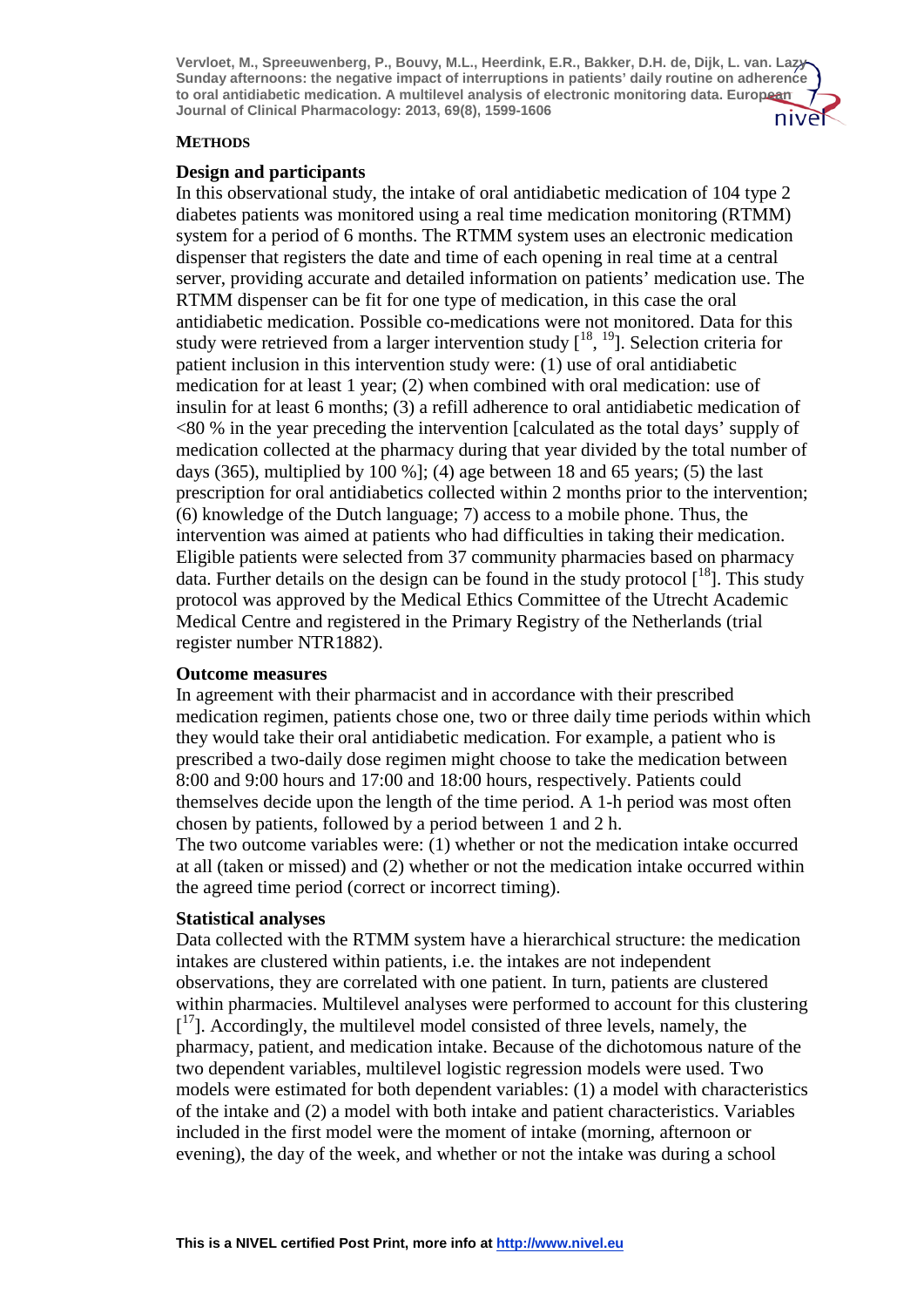## METHODS

### Design and participants

In this observational study, the intake of oral antidiabetic medication of 104 type 2 diabetes patients was monitored using a real time medication monitoring (RTMM) system for a period of 6 months. The RTMM system uses an electronic medication dispenser that registers the date and time of each opening in real time at a central server, providing accurate and detailed information on patients' medication use. The RTMM dispenser can be fit for one type of medication, in this case the oral antidiabetic medication. Possible co-medications were not monitored. Data for this study were retrieved from a larger intervention study [18, 19]. Selection criteria for patient inclusion in this intervention study were: (1) use of oral antidiabetic medication for at least 1 year; (2) when combined with oral medication: use of insulin for at least 6 months; (3) a refill adherence to oral antidiabetic medication of <80 % in the year preceding the intervention [calculated as the total days' supply of medication collected at the pharmacy during that year divided by the total number of days (365), multiplied by 100 %]; (4) age between 18 and 65 years; (5) the last prescription for oral antidiabetics collected within 2 months prior to the intervention; (6) knowledge of the Dutch language; 7) access to a mobile phone. Thus, the intervention was aimed at patients who had difficulties in taking their medication. Eligible patients were selected from 37 community pharmacies based on pharmacy data. Further details on the design can be found in the study protocol [18]. This study protocol was approved by the Medical Ethics Committee of the Utrecht Academic Medical Centre and registered in the Primary Registry of the Netherlands (trial register number NTR1882).

### Outcome measures

In agreement with their pharmacist and in accordance with their prescribed medication regimen, patients chose one, two or three daily time periods within which they would take their oral antidiabetic medication. For example, a patient who is prescribed a two-daily dose regimen might choose to take the medication between 8:00 and 9:00 hours and 17:00 and 18:00 hours, respectively. Patients could themselves decide upon the length of the time period. A 1-h period was most often chosen by patients, followed by a period between 1 and 2 h.

The two outcome variables were: (1) whether or not the medication intake occurred at all (taken or missed) and (2) whether or not the medication intake occurred within the agreed time period (correct or incorrect timing).

### Statistical analyses

Data collected with the RTMM system have a hierarchical structure: the medication intakes are clustered within patients, i.e. the intakes are not independent observations, they are correlated with one patient. In turn, patients are clustered within pharmacies. Multilevel analyses were performed to account for this clustering [17]. Accordingly, the multilevel model consisted of three levels, namely, the pharmacy, patient, and medication intake. Because of the dichotomous nature of the two dependent variables, multilevel logistic regression models were used. Two models were estimated for both dependent variables: (1) a model with characteristics of the intake and (2) a model with both intake and patient characteristics. Variables included in the first model were the moment of intake (morning, afternoon or evening), the day of the week, and whether or not the intake was during a school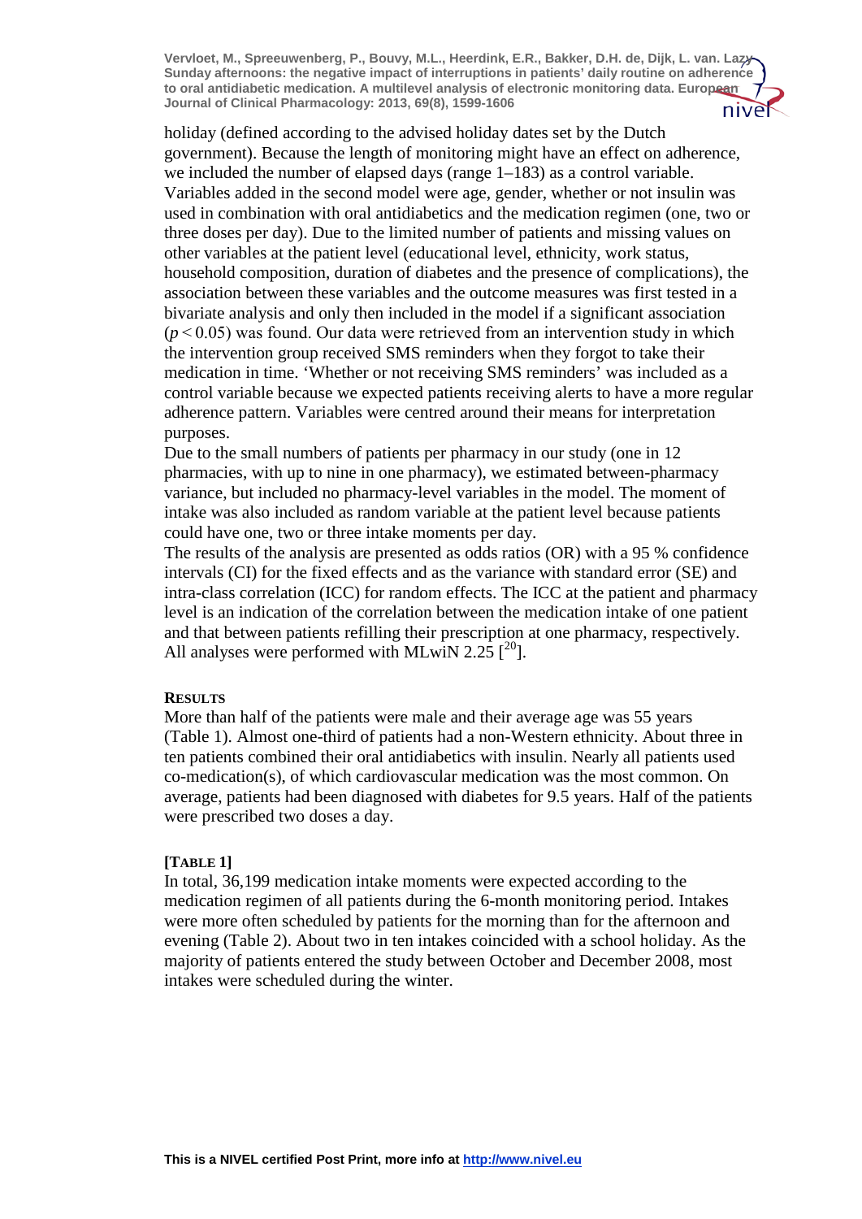holiday (defined according to the advised holiday dates set by the Dutch government). Because the length of monitoring might have an effect on adherence, we included the number of elapsed days (range 1–183) as a control variable. Variables added in the second model were age, gender, whether or not insulin was used in combination with oral antidiabetics and the medication regimen (one, two or three doses per day). Due to the limited number of patients and missing values on other variables at the patient level (educational level, ethnicity, work status, household composition, duration of diabetes and the presence of complications), the association between these variables and the outcome measures was first tested in a bivariate analysis and only then included in the model if a significant association ($p < 0.05$) was found. Our data were retrieved from an intervention study in which the intervention group received SMS reminders when they forgot to take their medication in time. 'Whether or not receiving SMS reminders' was included as a control variable because we expected patients receiving alerts to have a more regular adherence pattern. Variables were centred around their means for interpretation purposes.

Due to the small numbers of patients per pharmacy in our study (one in 12 pharmacies, with up to nine in one pharmacy), we estimated between-pharmacy variance, but included no pharmacy-level variables in the model. The moment of intake was also included as random variable at the patient level because patients could have one, two or three intake moments per day.

The results of the analysis are presented as odds ratios (OR) with a 95 % confidence intervals (CI) for the fixed effects and as the variance with standard error (SE) and intra-class correlation (ICC) for random effects. The ICC at the patient and pharmacy level is an indication of the correlation between the medication intake of one patient and that between patients refilling their prescription at one pharmacy, respectively. All analyses were performed with MLwiN 2.25 [20].

## RESULTS

More than half of the patients were male and their average age was 55 years (Table 1). Almost one-third of patients had a non-Western ethnicity. About three in ten patients combined their oral antidiabetics with insulin. Nearly all patients used co-medication(s), of which cardiovascular medication was the most common. On average, patients had been diagnosed with diabetes for 9.5 years. Half of the patients were prescribed two doses a day.

**[TABLE 1]**

In total, 36,199 medication intake moments were expected according to the medication regimen of all patients during the 6-month monitoring period. Intakes were more often scheduled by patients for the morning than for the afternoon and evening (Table 2). About two in ten intakes coincided with a school holiday. As the majority of patients entered the study between October and December 2008, most intakes were scheduled during the winter.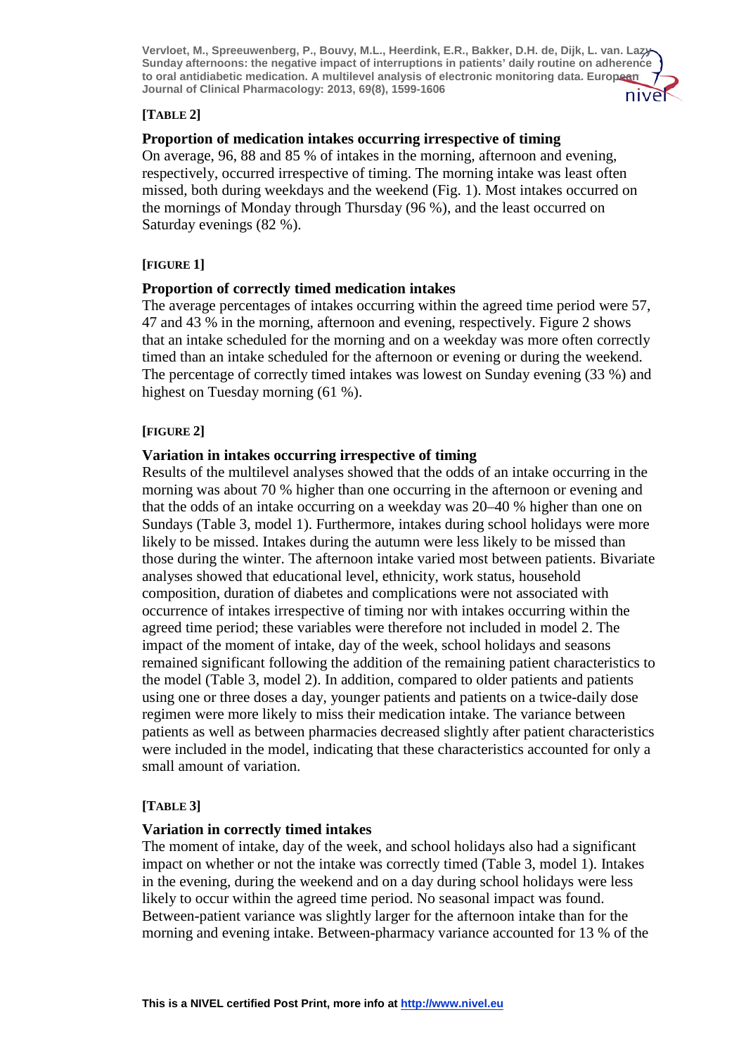**[TABLE 2]**

### Proportion of medication intakes occurring irrespective of timing

On average, 96, 88 and 85 % of intakes in the morning, afternoon and evening, respectively, occurred irrespective of timing. The morning intake was least often missed, both during weekdays and the weekend (Fig. 1). Most intakes occurred on the mornings of Monday through Thursday (96 %), and the least occurred on Saturday evenings (82 %).

**[FIGURE 1]**

### Proportion of correctly timed medication intakes

The average percentages of intakes occurring within the agreed time period were 57, 47 and 43 % in the morning, afternoon and evening, respectively. Figure 2 shows that an intake scheduled for the morning and on a weekday was more often correctly timed than an intake scheduled for the afternoon or evening or during the weekend. The percentage of correctly timed intakes was lowest on Sunday evening (33 %) and highest on Tuesday morning (61 %).

**[FIGURE 2]**

### Variation in intakes occurring irrespective of timing

Results of the multilevel analyses showed that the odds of an intake occurring in the morning was about 70 % higher than one occurring in the afternoon or evening and that the odds of an intake occurring on a weekday was 20–40 % higher than one on Sundays (Table 3, model 1). Furthermore, intakes during school holidays were more likely to be missed. Intakes during the autumn were less likely to be missed than those during the winter. The afternoon intake varied most between patients. Bivariate analyses showed that educational level, ethnicity, work status, household composition, duration of diabetes and complications were not associated with occurrence of intakes irrespective of timing nor with intakes occurring within the agreed time period; these variables were therefore not included in model 2. The impact of the moment of intake, day of the week, school holidays and seasons remained significant following the addition of the remaining patient characteristics to the model (Table 3, model 2). In addition, compared to older patients and patients using one or three doses a day, younger patients and patients on a twice-daily dose regimen were more likely to miss their medication intake. The variance between patients as well as between pharmacies decreased slightly after patient characteristics were included in the model, indicating that these characteristics accounted for only a small amount of variation.

**[TABLE 3]**

### Variation in correctly timed intakes

The moment of intake, day of the week, and school holidays also had a significant impact on whether or not the intake was correctly timed (Table 3, model 1). Intakes in the evening, during the weekend and on a day during school holidays were less likely to occur within the agreed time period. No seasonal impact was found. Between-patient variance was slightly larger for the afternoon intake than for the morning and evening intake. Between-pharmacy variance accounted for 13 % of the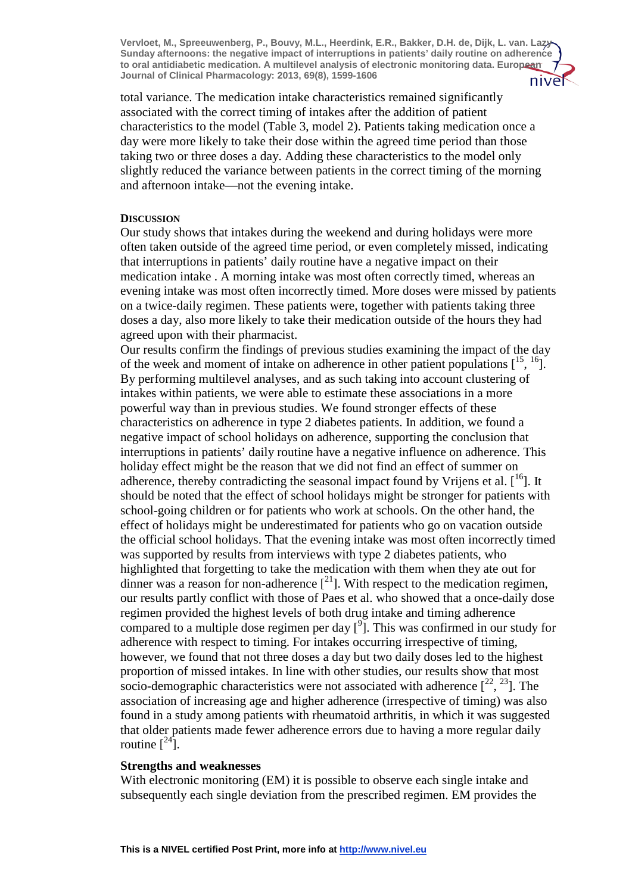total variance. The medication intake characteristics remained significantly associated with the correct timing of intakes after the addition of patient characteristics to the model (Table 3, model 2). Patients taking medication once a day were more likely to take their dose within the agreed time period than those taking two or three doses a day. Adding these characteristics to the model only slightly reduced the variance between patients in the correct timing of the morning and afternoon intake—not the evening intake.

## DISCUSSION

Our study shows that intakes during the weekend and during holidays were more often taken outside of the agreed time period, or even completely missed, indicating that interruptions in patients' daily routine have a negative impact on their medication intake . A morning intake was most often correctly timed, whereas an evening intake was most often incorrectly timed. More doses were missed by patients on a twice-daily regimen. These patients were, together with patients taking three doses a day, also more likely to take their medication outside of the hours they had agreed upon with their pharmacist.

Our results confirm the findings of previous studies examining the impact of the day of the week and moment of intake on adherence in other patient populations [15, 16]. By performing multilevel analyses, and as such taking into account clustering of intakes within patients, we were able to estimate these associations in a more powerful way than in previous studies. We found stronger effects of these characteristics on adherence in type 2 diabetes patients. In addition, we found a negative impact of school holidays on adherence, supporting the conclusion that interruptions in patients' daily routine have a negative influence on adherence. This holiday effect might be the reason that we did not find an effect of summer on adherence, thereby contradicting the seasonal impact found by Vrijens et al. [16]. It should be noted that the effect of school holidays might be stronger for patients with school-going children or for patients who work at schools. On the other hand, the effect of holidays might be underestimated for patients who go on vacation outside the official school holidays. That the evening intake was most often incorrectly timed was supported by results from interviews with type 2 diabetes patients, who highlighted that forgetting to take the medication with them when they ate out for dinner was a reason for non-adherence [21]. With respect to the medication regimen, our results partly conflict with those of Paes et al. who showed that a once-daily dose regimen provided the highest levels of both drug intake and timing adherence compared to a multiple dose regimen per day [9]. This was confirmed in our study for adherence with respect to timing. For intakes occurring irrespective of timing, however, we found that not three doses a day but two daily doses led to the highest proportion of missed intakes. In line with other studies, our results show that most socio-demographic characteristics were not associated with adherence [22, 23]. The association of increasing age and higher adherence (irrespective of timing) was also found in a study among patients with rheumatoid arthritis, in which it was suggested that older patients made fewer adherence errors due to having a more regular daily routine [24].

### Strengths and weaknesses

With electronic monitoring (EM) it is possible to observe each single intake and subsequently each single deviation from the prescribed regimen. EM provides the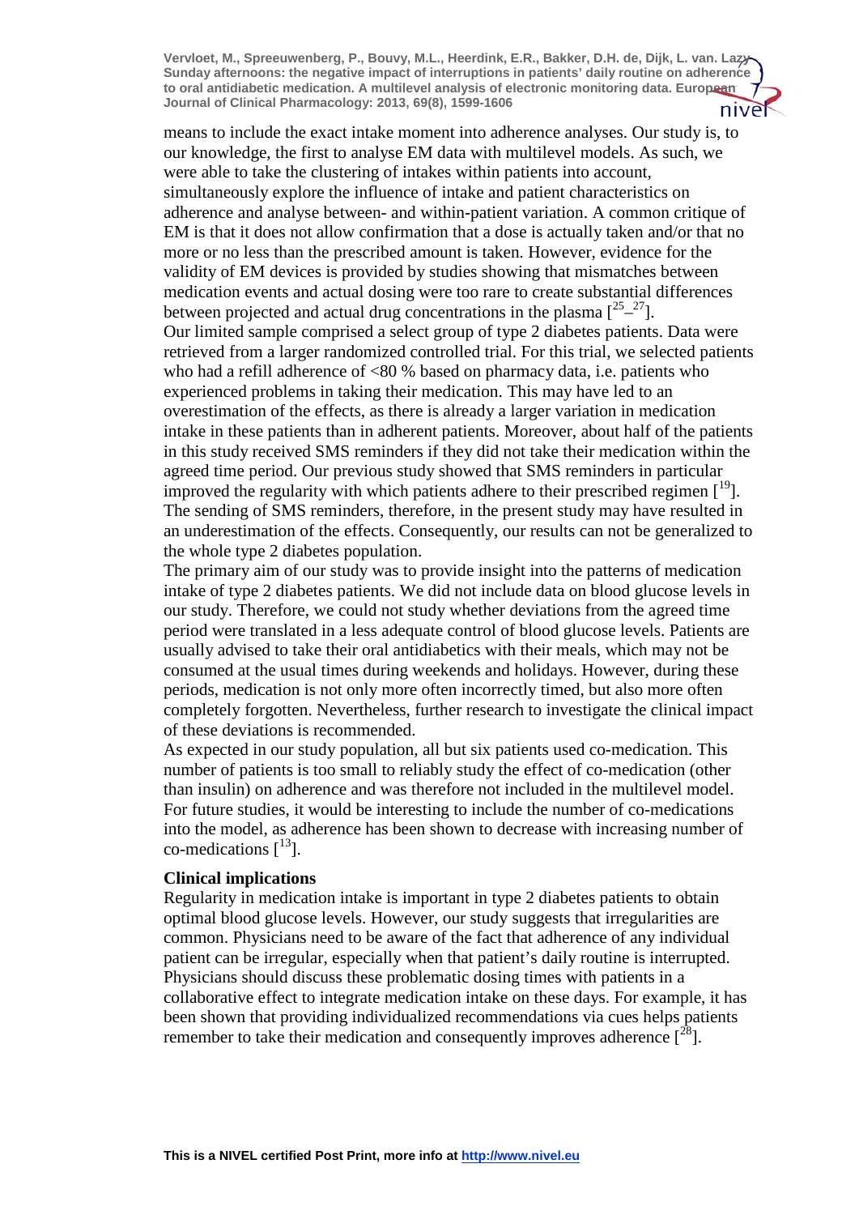means to include the exact intake moment into adherence analyses. Our study is, to our knowledge, the first to analyse EM data with multilevel models. As such, we were able to take the clustering of intakes within patients into account, simultaneously explore the influence of intake and patient characteristics on adherence and analyse between- and within-patient variation. A common critique of EM is that it does not allow confirmation that a dose is actually taken and/or that no more or no less than the prescribed amount is taken. However, evidence for the validity of EM devices is provided by studies showing that mismatches between medication events and actual dosing were too rare to create substantial differences between projected and actual drug concentrations in the plasma [25–27].

Our limited sample comprised a select group of type 2 diabetes patients. Data were retrieved from a larger randomized controlled trial. For this trial, we selected patients who had a refill adherence of <80 % based on pharmacy data, i.e. patients who experienced problems in taking their medication. This may have led to an overestimation of the effects, as there is already a larger variation in medication intake in these patients than in adherent patients. Moreover, about half of the patients in this study received SMS reminders if they did not take their medication within the agreed time period. Our previous study showed that SMS reminders in particular improved the regularity with which patients adhere to their prescribed regimen [19]. The sending of SMS reminders, therefore, in the present study may have resulted in an underestimation of the effects. Consequently, our results can not be generalized to the whole type 2 diabetes population.

The primary aim of our study was to provide insight into the patterns of medication intake of type 2 diabetes patients. We did not include data on blood glucose levels in our study. Therefore, we could not study whether deviations from the agreed time period were translated in a less adequate control of blood glucose levels. Patients are usually advised to take their oral antidiabetics with their meals, which may not be consumed at the usual times during weekends and holidays. However, during these periods, medication is not only more often incorrectly timed, but also more often completely forgotten. Nevertheless, further research to investigate the clinical impact of these deviations is recommended.

As expected in our study population, all but six patients used co-medication. This number of patients is too small to reliably study the effect of co-medication (other than insulin) on adherence and was therefore not included in the multilevel model. For future studies, it would be interesting to include the number of co-medications into the model, as adherence has been shown to decrease with increasing number of co-medications [13].

### Clinical implications

Regularity in medication intake is important in type 2 diabetes patients to obtain optimal blood glucose levels. However, our study suggests that irregularities are common. Physicians need to be aware of the fact that adherence of any individual patient can be irregular, especially when that patient's daily routine is interrupted. Physicians should discuss these problematic dosing times with patients in a collaborative effect to integrate medication intake on these days. For example, it has been shown that providing individualized recommendations via cues helps patients remember to take their medication and consequently improves adherence [28].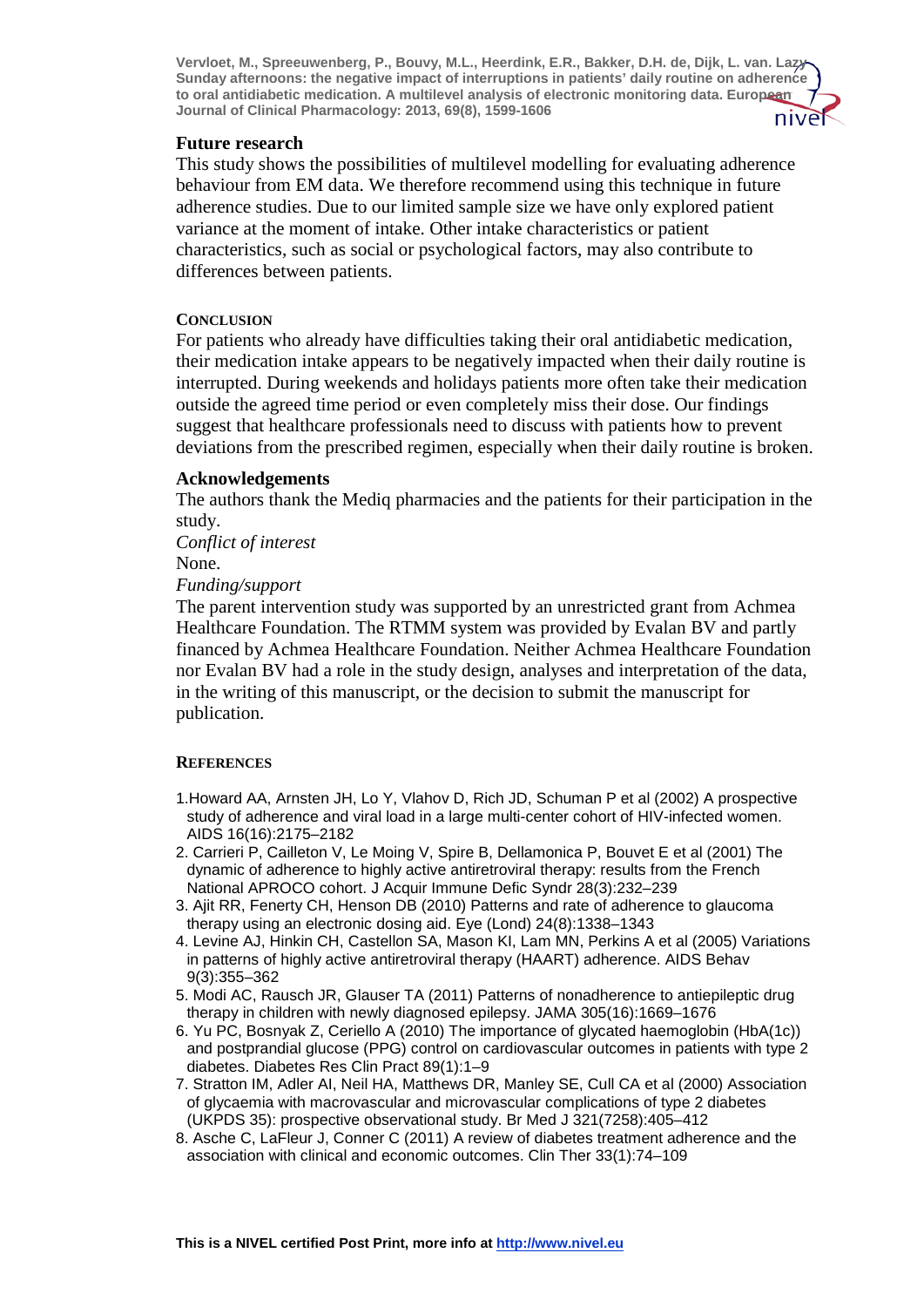## Future research

This study shows the possibilities of multilevel modelling for evaluating adherence behaviour from EM data. We therefore recommend using this technique in future adherence studies. Due to our limited sample size we have only explored patient variance at the moment of intake. Other intake characteristics or patient characteristics, such as social or psychological factors, may also contribute to differences between patients.

## Conclusion

For patients who already have difficulties taking their oral antidiabetic medication, their medication intake appears to be negatively impacted when their daily routine is interrupted. During weekends and holidays patients more often take their medication outside the agreed time period or even completely miss their dose. Our findings suggest that healthcare professionals need to discuss with patients how to prevent deviations from the prescribed regimen, especially when their daily routine is broken.

## Acknowledgements

The authors thank the Mediq pharmacies and the patients for their participation in the study.

*Conflict of interest*

None.

*Funding/support*

The parent intervention study was supported by an unrestricted grant from Achmea Healthcare Foundation. The RTMM system was provided by Evalan BV and partly financed by Achmea Healthcare Foundation. Neither Achmea Healthcare Foundation nor Evalan BV had a role in the study design, analyses and interpretation of the data, in the writing of this manuscript, or the decision to submit the manuscript for publication.

## References

1. Howard AA, Arnsten JH, Lo Y, Vlahov D, Rich JD, Schuman P et al (2002) A prospective study of adherence and viral load in a large multi-center cohort of HIV-infected women. AIDS 16(16):2175–2182
2. Carrieri P, Cailleton V, Le Moing V, Spire B, Dellamonica P, Bouvet E et al (2001) The dynamic of adherence to highly active antiretroviral therapy: results from the French National APROCO cohort. J Acquir Immune Defic Syndr 28(3):232–239
3. Ajit RR, Fenerty CH, Henson DB (2010) Patterns and rate of adherence to glaucoma therapy using an electronic dosing aid. Eye (Lond) 24(8):1338–1343
4. Levine AJ, Hinkin CH, Castellon SA, Mason KI, Lam MN, Perkins A et al (2005) Variations in patterns of highly active antiretroviral therapy (HAART) adherence. AIDS Behav 9(3):355–362
5. Modi AC, Rausch JR, Glauser TA (2011) Patterns of nonadherence to antiepileptic drug therapy in children with newly diagnosed epilepsy. JAMA 305(16):1669–1676
6. Yu PC, Bosnyak Z, Ceriello A (2010) The importance of glycated haemoglobin (HbA(1c)) and postprandial glucose (PPG) control on cardiovascular outcomes in patients with type 2 diabetes. Diabetes Res Clin Pract 89(1):1–9
7. Stratton IM, Adler AI, Neil HA, Matthews DR, Manley SE, Cull CA et al (2000) Association of glycaemia with macrovascular and microvascular complications of type 2 diabetes (UKPDS 35): prospective observational study. Br Med J 321(7258):405–412
8. Asche C, LaFleur J, Conner C (2011) A review of diabetes treatment adherence and the association with clinical and economic outcomes. Clin Ther 33(1):74–109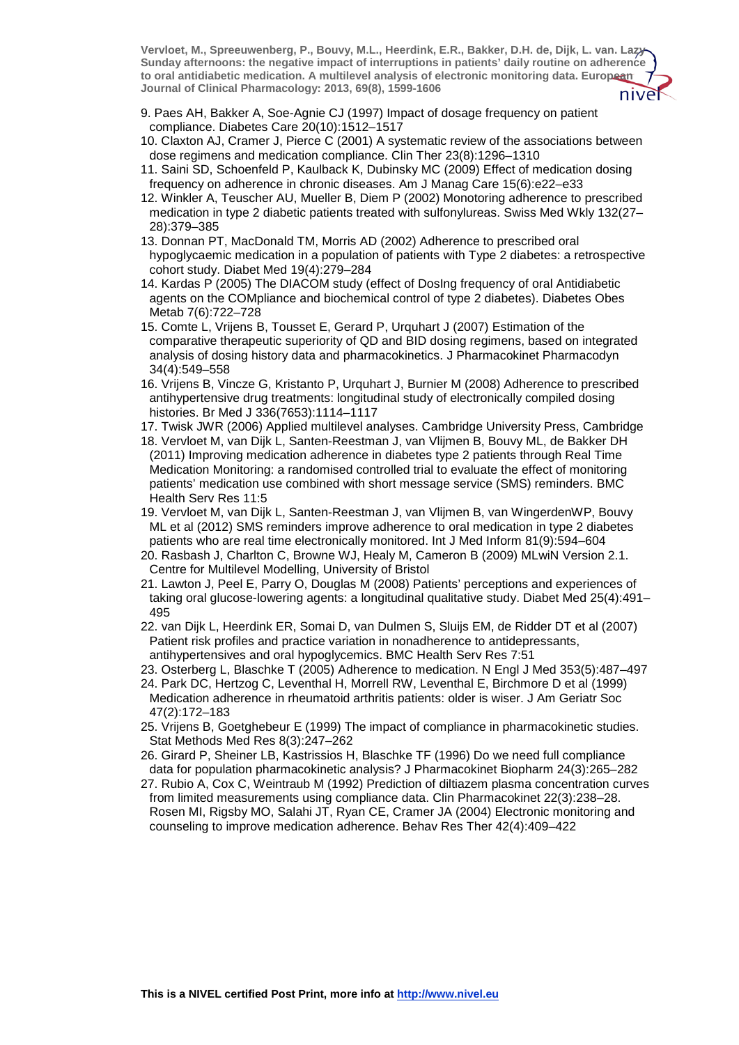9. Paes AH, Bakker A, Soe-Agnie CJ (1997) Impact of dosage frequency on patient compliance. Diabetes Care 20(10):1512–1517
10. Claxton AJ, Cramer J, Pierce C (2001) A systematic review of the associations between dose regimens and medication compliance. Clin Ther 23(8):1296–1310
11. Saini SD, Schoenfeld P, Kaulback K, Dubinsky MC (2009) Effect of medication dosing frequency on adherence in chronic diseases. Am J Manag Care 15(6):e22–e33
12. Winkler A, Teuscher AU, Mueller B, Diem P (2002) Monotoring adherence to prescribed medication in type 2 diabetic patients treated with sulfonylureas. Swiss Med Wkly 132(27–28):379–385
13. Donnan PT, MacDonald TM, Morris AD (2002) Adherence to prescribed oral hypoglycaemic medication in a population of patients with Type 2 diabetes: a retrospective cohort study. Diabet Med 19(4):279–284
14. Kardas P (2005) The DIACOM study (effect of DosIng frequency of oral Antidiabetic agents on the COMpliance and biochemical control of type 2 diabetes). Diabetes Obes Metab 7(6):722–728
15. Comte L, Vrijens B, Tousset E, Gerard P, Urquhart J (2007) Estimation of the comparative therapeutic superiority of QD and BID dosing regimens, based on integrated analysis of dosing history data and pharmacokinetics. J Pharmacokinet Pharmacodyn 34(4):549–558
16. Vrijens B, Vincze G, Kristanto P, Urquhart J, Burnier M (2008) Adherence to prescribed antihypertensive drug treatments: longitudinal study of electronically compiled dosing histories. Br Med J 336(7653):1114–1117
17. Twisk JWR (2006) Applied multilevel analyses. Cambridge University Press, Cambridge
18. Vervloet M, van Dijk L, Santen-Reestman J, van Vlijmen B, Bouvy ML, de Bakker DH (2011) Improving medication adherence in diabetes type 2 patients through Real Time Medication Monitoring: a randomised controlled trial to evaluate the effect of monitoring patients' medication use combined with short message service (SMS) reminders. BMC Health Serv Res 11:5
19. Vervloet M, van Dijk L, Santen-Reestman J, van Vlijmen B, van WingerdenWP, Bouvy ML et al (2012) SMS reminders improve adherence to oral medication in type 2 diabetes patients who are real time electronically monitored. Int J Med Inform 81(9):594–604
20. Rasbash J, Charlton C, Browne WJ, Healy M, Cameron B (2009) MLwiN Version 2.1. Centre for Multilevel Modelling, University of Bristol
21. Lawton J, Peel E, Parry O, Douglas M (2008) Patients' perceptions and experiences of taking oral glucose-lowering agents: a longitudinal qualitative study. Diabet Med 25(4):491–495
22. van Dijk L, Heerdink ER, Somai D, van Dulmen S, Sluijs EM, de Ridder DT et al (2007) Patient risk profiles and practice variation in nonadherence to antidepressants, antihypertensives and oral hypoglycemics. BMC Health Serv Res 7:51
23. Osterberg L, Blaschke T (2005) Adherence to medication. N Engl J Med 353(5):487–497
24. Park DC, Hertzog C, Leventhal H, Morrell RW, Leventhal E, Birchmore D et al (1999) Medication adherence in rheumatoid arthritis patients: older is wiser. J Am Geriatr Soc 47(2):172–183
25. Vrijens B, Goetghebeur E (1999) The impact of compliance in pharmacokinetic studies. Stat Methods Med Res 8(3):247–262
26. Girard P, Sheiner LB, Kastrissios H, Blaschke TF (1996) Do we need full compliance data for population pharmacokinetic analysis? J Pharmacokinet Biopharm 24(3):265–282
27. Rubio A, Cox C, Weintraub M (1992) Prediction of diltiazem plasma concentration curves from limited measurements using compliance data. Clin Pharmacokinet 22(3):238–28. Rosen MI, Rigsby MO, Salahi JT, Ryan CE, Cramer JA (2004) Electronic monitoring and counseling to improve medication adherence. Behav Res Ther 42(4):409–422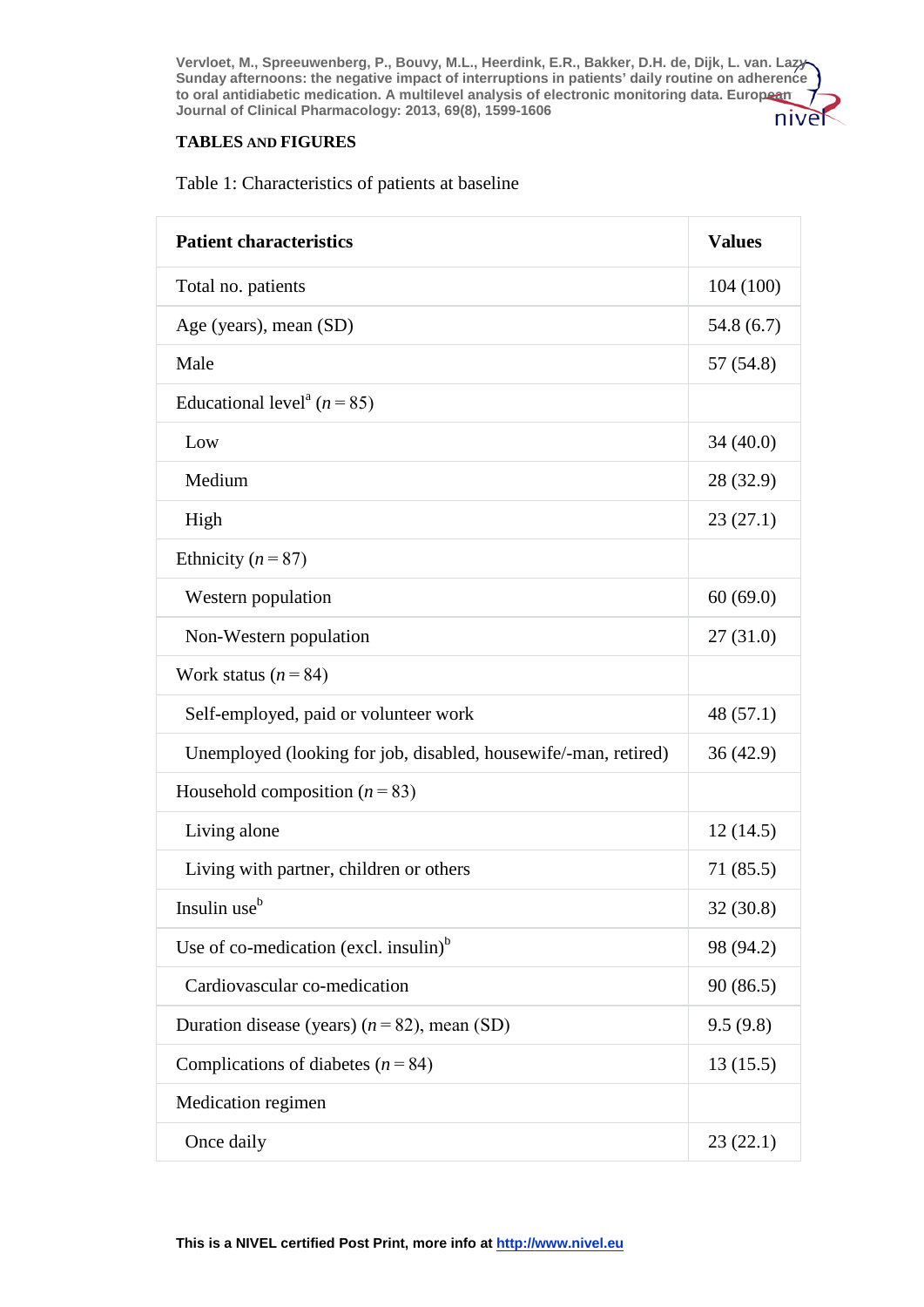**TABLES AND FIGURES**

Table 1: Characteristics of patients at baseline

| Patient characteristics | Values |
|---|---|
| Total no. patients | 104 (100) |
| Age (years), mean (SD) | 54.8 (6.7) |
| Male | 57 (54.8) |
| Educational level[a] ($n = 85$) | |
| Low | 34 (40.0) |
| Medium | 28 (32.9) |
| High | 23 (27.1) |
| Ethnicity ($n = 87$) | |
| Western population | 60 (69.0) |
| Non-Western population | 27 (31.0) |
| Work status ($n = 84$) | |
| Self-employed, paid or volunteer work | 48 (57.1) |
| Unemployed (looking for job, disabled, housewife/-man, retired) | 36 (42.9) |
| Household composition ($n = 83$) | |
| Living alone | 12 (14.5) |
| Living with partner, children or others | 71 (85.5) |
| Insulin use[b] | 32 (30.8) |
| Use of co-medication (excl. insulin)[b] | 98 (94.2) |
| Cardiovascular co-medication | 90 (86.5) |
| Duration disease (years) ($n = 82$), mean (SD) | 9.5 (9.8) |
| Complications of diabetes ($n = 84$) | 13 (15.5) |
| Medication regimen | |
| Once daily | 23 (22.1) |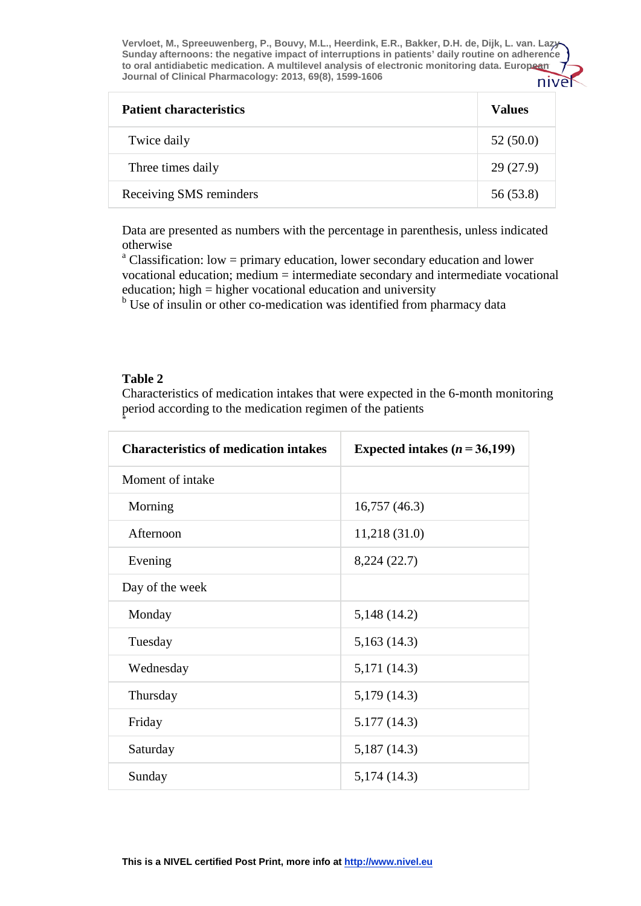| Patient characteristics | Values |
|---|---|
| Twice daily | 52 (50.0) |
| Three times daily | 29 (27.9) |
| Receiving SMS reminders | 56 (53.8) |

Data are presented as numbers with the percentage in parenthesis, unless indicated otherwise

[a] Classification: low = primary education, lower secondary education and lower vocational education; medium = intermediate secondary and intermediate vocational education; high = higher vocational education and university

[b] Use of insulin or other co-medication was identified from pharmacy data

**Table 2**

Characteristics of medication intakes that were expected in the 6-month monitoring period according to the medication regimen of the patients *

| Characteristics of medication intakes | Expected intakes (*n* = 36,199) |
|---|---|
| Moment of intake | |
| Morning | 16,757 (46.3) |
| Afternoon | 11,218 (31.0) |
| Evening | 8,224 (22.7) |
| Day of the week | |
| Monday | 5,148 (14.2) |
| Tuesday | 5,163 (14.3) |
| Wednesday | 5,171 (14.3) |
| Thursday | 5,179 (14.3) |
| Friday | 5.177 (14.3) |
| Saturday | 5,187 (14.3) |
| Sunday | 5,174 (14.3) |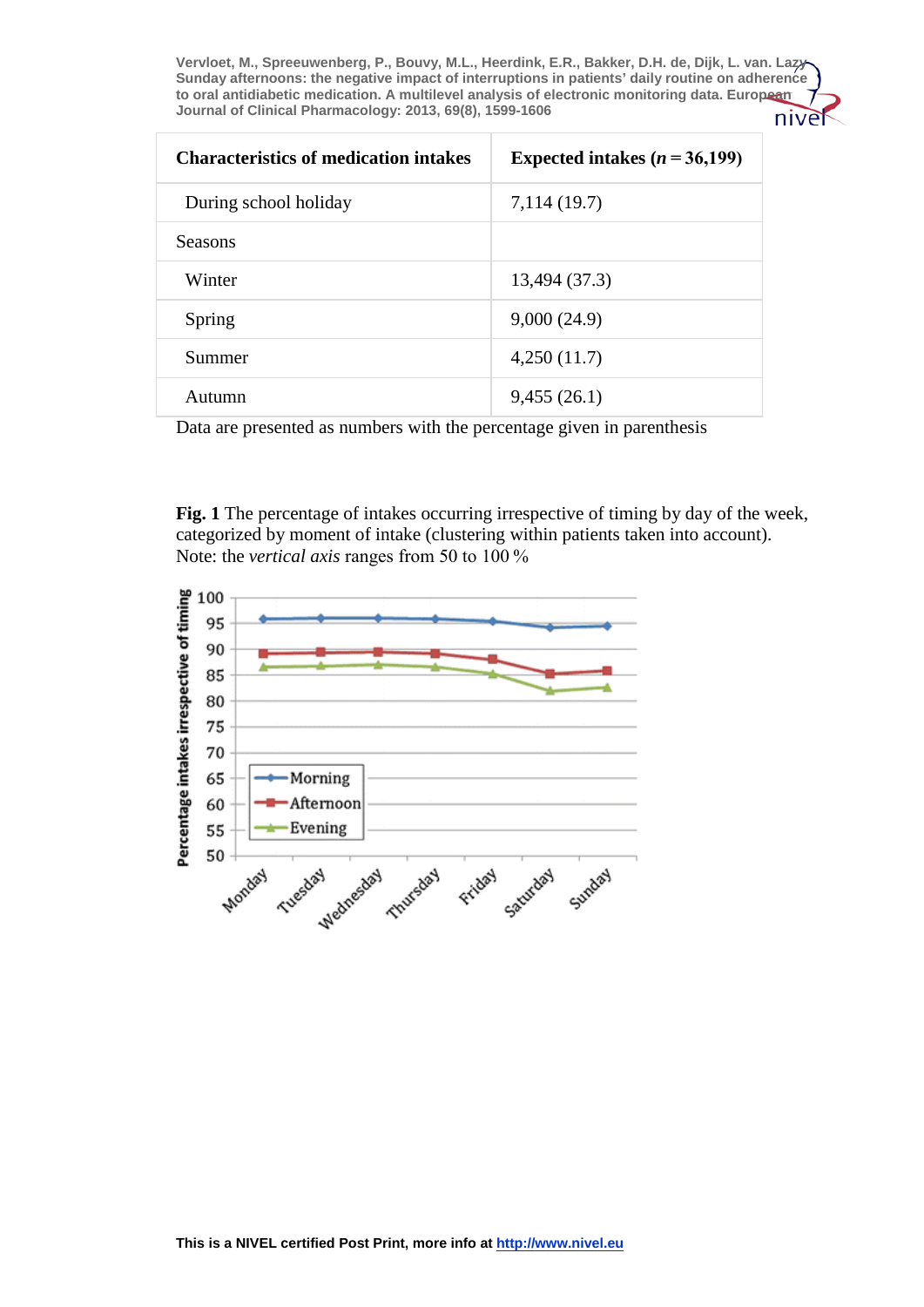| Characteristics of medication intakes | Expected intakes ($n = 36,199$) |
|---|---|
| During school holiday | 7,114 (19.7) |
| Seasons | |
| Winter | 13,494 (37.3) |
| Spring | 9,000 (24.9) |
| Summer | 4,250 (11.7) |
| Autumn | 9,455 (26.1) |

Data are presented as numbers with the percentage given in parenthesis

**Fig. 1** The percentage of intakes occurring irrespective of timing by day of the week, categorized by moment of intake (clustering within patients taken into account). Note: the *vertical axis* ranges from 50 to 100 %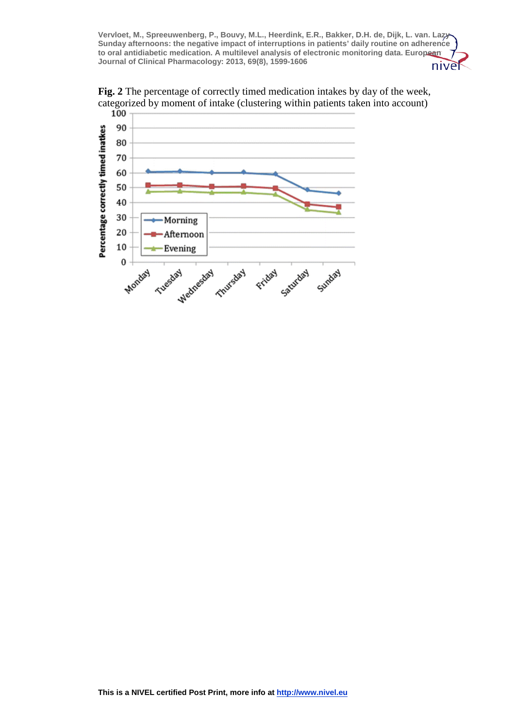**Fig. 2** The percentage of correctly timed medication intakes by day of the week, categorized by moment of intake (clustering within patients taken into account)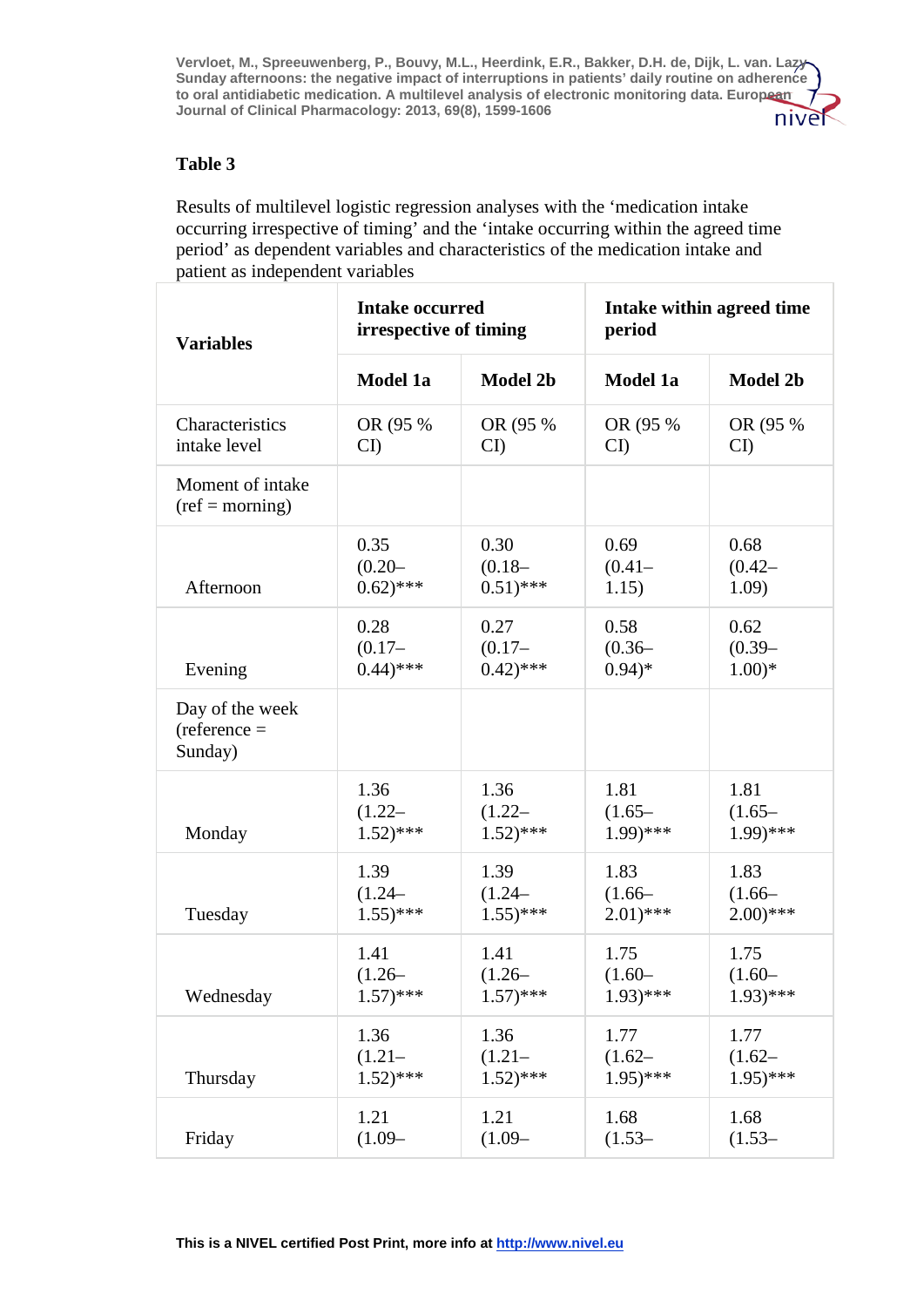## Table 3

Results of multilevel logistic regression analyses with the 'medication intake occurring irrespective of timing' and the 'intake occurring within the agreed time period' as dependent variables and characteristics of the medication intake and patient as independent variables

| Variables | Intake occurred irrespective of timing | | Intake within agreed time period | |
|---|---|---|---|---|
| | Model 1a | Model 2b | Model 1a | Model 2b |
| Characteristics intake level | OR (95 % CI) | OR (95 % CI) | OR (95 % CI) | OR (95 % CI) |
| Moment of intake (ref = morning) | | | | |
| Afternoon | 0.35 (0.20–0.62)*** | 0.30 (0.18–0.51)*** | 0.69 (0.41–1.15) | 0.68 (0.42–1.09) |
| Evening | 0.28 (0.17–0.44)*** | 0.27 (0.17–0.42)*** | 0.58 (0.36–0.94)* | 0.62 (0.39–1.00)* |
| Day of the week (reference = Sunday) | | | | |
| Monday | 1.36 (1.22–1.52)*** | 1.36 (1.22–1.52)*** | 1.81 (1.65–1.99)*** | 1.81 (1.65–1.99)*** |
| Tuesday | 1.39 (1.24–1.55)*** | 1.39 (1.24–1.55)*** | 1.83 (1.66–2.01)*** | 1.83 (1.66–2.00)*** |
| Wednesday | 1.41 (1.26–1.57)*** | 1.41 (1.26–1.57)*** | 1.75 (1.60–1.93)*** | 1.75 (1.60–1.93)*** |
| Thursday | 1.36 (1.21–1.52)*** | 1.36 (1.21–1.52)*** | 1.77 (1.62–1.95)*** | 1.77 (1.62–1.95)*** |
| Friday | 1.21 (1.09– | 1.21 (1.09– | 1.68 (1.53– | 1.68 (1.53– |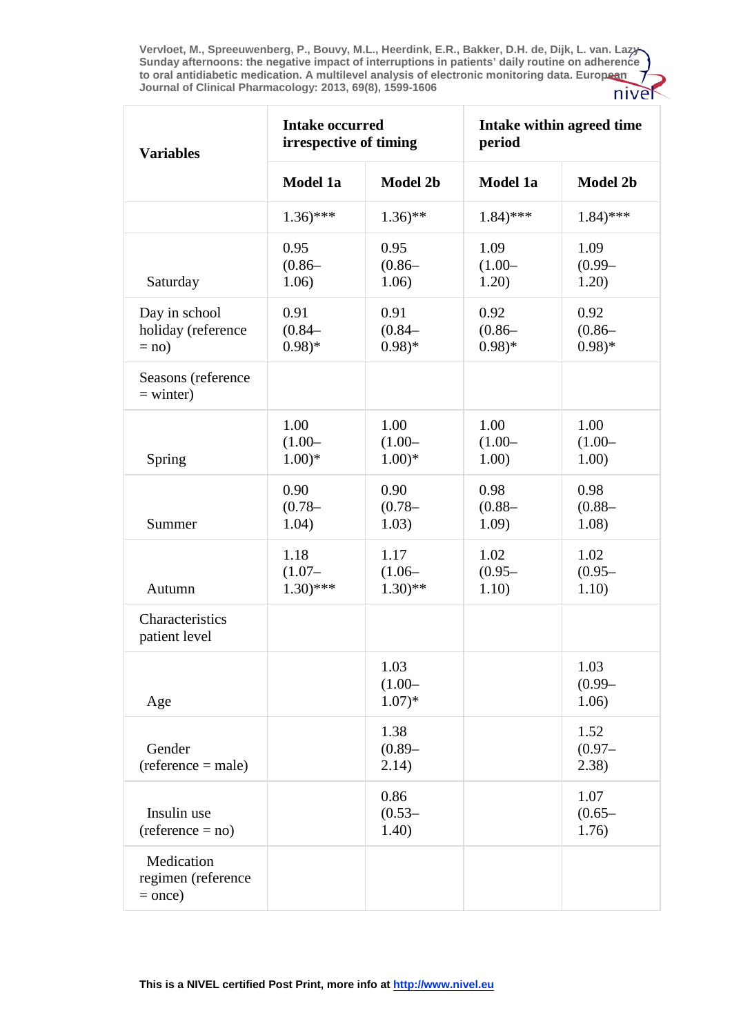| Variables | Intake occurred irrespective of timing | | Intake within agreed time period | |
|---|---|---|---|---|
| | Model 1a | Model 2b | Model 1a | Model 2b |
| | 1.36)*** | 1.36)** | 1.84)*** | 1.84)*** |
| Saturday | 0.95 (0.86–1.06) | 0.95 (0.86–1.06) | 1.09 (1.00–1.20) | 1.09 (0.99–1.20) |
| Day in school holiday (reference = no) | 0.91 (0.84–0.98)* | 0.91 (0.84–0.98)* | 0.92 (0.86–0.98)* | 0.92 (0.86–0.98)* |
| Seasons (reference = winter) | | | | |
| Spring | 1.00 (1.00–1.00)* | 1.00 (1.00–1.00)* | 1.00 (1.00–1.00) | 1.00 (1.00–1.00) |
| Summer | 0.90 (0.78–1.04) | 0.90 (0.78–1.03) | 0.98 (0.88–1.09) | 0.98 (0.88–1.08) |
| Autumn | 1.18 (1.07–1.30)*** | 1.17 (1.06–1.30)** | 1.02 (0.95–1.10) | 1.02 (0.95–1.10) |
| Characteristics patient level | | | | |
| Age | | 1.03 (1.00–1.07)* | | 1.03 (0.99–1.06) |
| Gender (reference = male) | | 1.38 (0.89–2.14) | | 1.52 (0.97–2.38) |
| Insulin use (reference = no) | | 0.86 (0.53–1.40) | | 1.07 (0.65–1.76) |
| Medication regimen (reference = once) | | | | |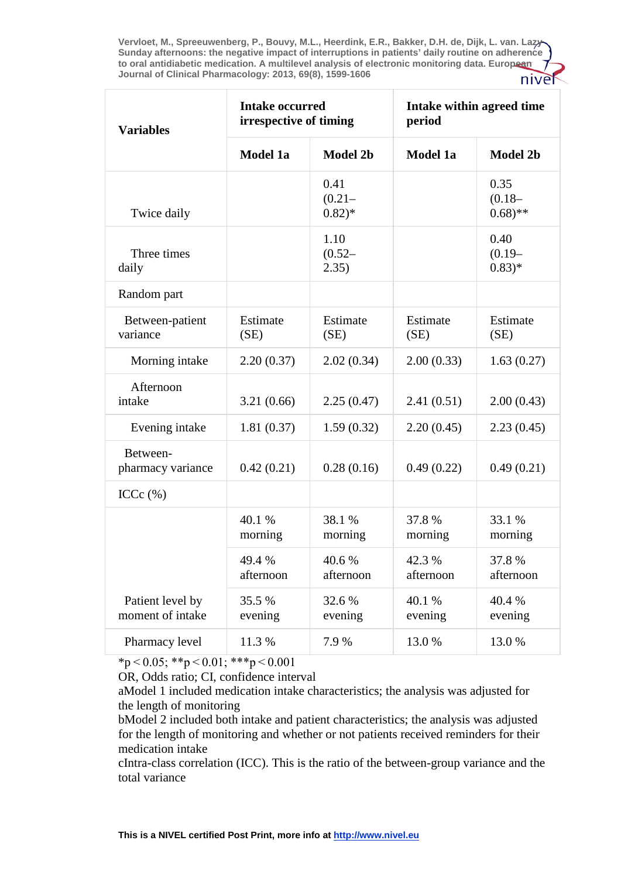| Variables | Intake occurred irrespective of timing | | Intake within agreed time period | |
|---|---|---|---|---|
| | Model 1a | Model 2b | Model 1a | Model 2b |
| Twice daily | | 0.41 (0.21–0.82)* | | 0.35 (0.18–0.68)** |
| Three times daily | | 1.10 (0.52–2.35) | | 0.40 (0.19–0.83)* |
| Random part | | | | |
| Between-patient variance | Estimate (SE) | Estimate (SE) | Estimate (SE) | Estimate (SE) |
| Morning intake | 2.20 (0.37) | 2.02 (0.34) | 2.00 (0.33) | 1.63 (0.27) |
| Afternoon intake | 3.21 (0.66) | 2.25 (0.47) | 2.41 (0.51) | 2.00 (0.43) |
| Evening intake | 1.81 (0.37) | 1.59 (0.32) | 2.20 (0.45) | 2.23 (0.45) |
| Between-pharmacy variance | 0.42 (0.21) | 0.28 (0.16) | 0.49 (0.22) | 0.49 (0.21) |
| ICCc (%) | | | | |
| | 40.1 % morning | 38.1 % morning | 37.8 % morning | 33.1 % morning |
| | 49.4 % afternoon | 40.6 % afternoon | 42.3 % afternoon | 37.8 % afternoon |
| Patient level by moment of intake | 35.5 % evening | 32.6 % evening | 40.1 % evening | 40.4 % evening |
| Pharmacy level | 11.3 % | 7.9 % | 13.0 % | 13.0 % |

*$p < 0.05$; **$p < 0.01$; ***$p < 0.001$

OR, Odds ratio; CI, confidence interval

aModel 1 included medication intake characteristics; the analysis was adjusted for the length of monitoring

bModel 2 included both intake and patient characteristics; the analysis was adjusted for the length of monitoring and whether or not patients received reminders for their medication intake

cIntra-class correlation (ICC). This is the ratio of the between-group variance and the total variance